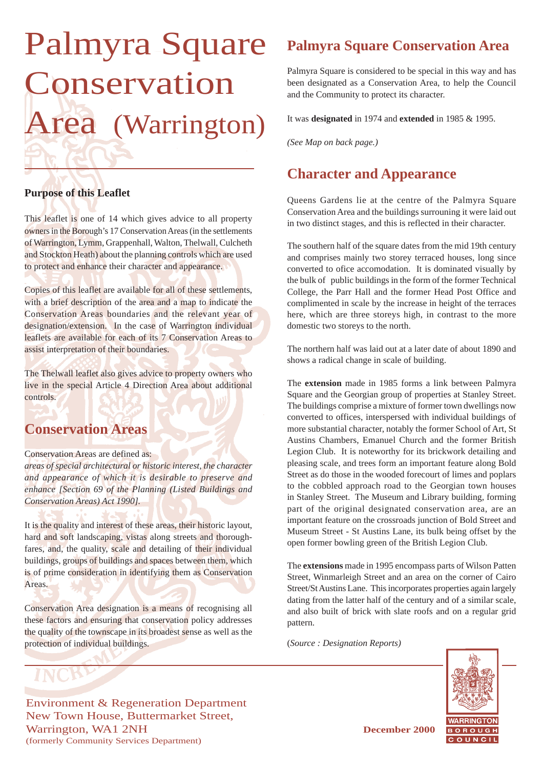# Palmyra Square Conservation Area (Warrington)

### Purpose of this Leaflet

This leaflet is one of 14 which gives advice to all property owners in the Borough's 17 Conservation Areas (in the settlements of Warrington, Lymm, Grappenhall, Walton, Thelwall, Culcheth and Stockton Heath) about the planning controls which are used to protect and enhance their character and appearance.

Copies of this leaflet are available for all of these settlements, with a brief description of the area and a map to indicate the Conservation Areas boundaries and the relevant year of designation/extension. In the case of Warrington individual leaflets are available for each of its 7 Conservation Areas to assist interpretation of their boundaries.

The Thelwall leaflet also gives advice to property owners who live in the special Article 4 Direction Area about additional controls.

## Conservation Areas

Conservation Areas are defined as:
*areas of special architectural or historic interest, the character and appearance of which it is desirable to preserve and enhance [Section 69 of the Planning (Listed Buildings and Conservation Areas) Act 1990].*

It is the quality and interest of these areas, their historic layout, hard and soft landscaping, vistas along streets and thoroughfares, and, the quality, scale and detailing of their individual buildings, groups of buildings and spaces between them, which is of prime consideration in identifying them as Conservation Areas.

Conservation Area designation is a means of recognising all these factors and ensuring that conservation policy addresses the quality of the townscape in its broadest sense as well as the protection of individual buildings.

## Palmyra Square Conservation Area

Palmyra Square is considered to be special in this way and has been designated as a Conservation Area, to help the Council and the Community to protect its character.

It was **designated** in 1974 and **extended** in 1985 & 1995.

*(See Map on back page.)*

## Character and Appearance

Queens Gardens lie at the centre of the Palmyra Square Conservation Area and the buildings surrounding it were laid out in two distinct stages, and this is reflected in their character.

The southern half of the square dates from the mid 19th century and comprises mainly two storey terraced houses, long since converted to ofice accomodation. It is dominated visually by the bulk of public buildings in the form of the former Technical College, the Parr Hall and the former Head Post Office and complimented in scale by the increase in height of the terraces here, which are three storeys high, in contrast to the more domestic two storeys to the north.

The northern half was laid out at a later date of about 1890 and shows a radical change in scale of building.

The **extension** made in 1985 forms a link between Palmyra Square and the Georgian group of properties at Stanley Street. The buildings comprise a mixture of former town dwellings now converted to offices, interspersed with individual buildings of more substantial character, notably the former School of Art, St Austins Chambers, Emanuel Church and the former British Legion Club. It is noteworthy for its brickwork detailing and pleasing scale, and trees form an important feature along Bold Street as do those in the wooded forecourt of limes and poplars to the cobbled approach road to the Georgian town houses in Stanley Street. The Museum and Library building, forming part of the original designated conservation area, are an important feature on the crossroads junction of Bold Street and Museum Street - St Austins Lane, its bulk being offset by the open former bowling green of the British Legion Club.

The **extensions** made in 1995 encompass parts of Wilson Patten Street, Winmarleigh Street and an area on the corner of Cairo Street/St Austins Lane. This incorporates properties again largely dating from the latter half of the century and of a similar scale, and also built of brick with slate roofs and on a regular grid pattern.

(*Source : Designation Reports*)

Environment & Regeneration Department
New Town House, Buttermarket Street,
Warrington, WA1 2NH
(formerly Community Services Department)

**December 2000**

WARRINGTON BOROUGH COUNCIL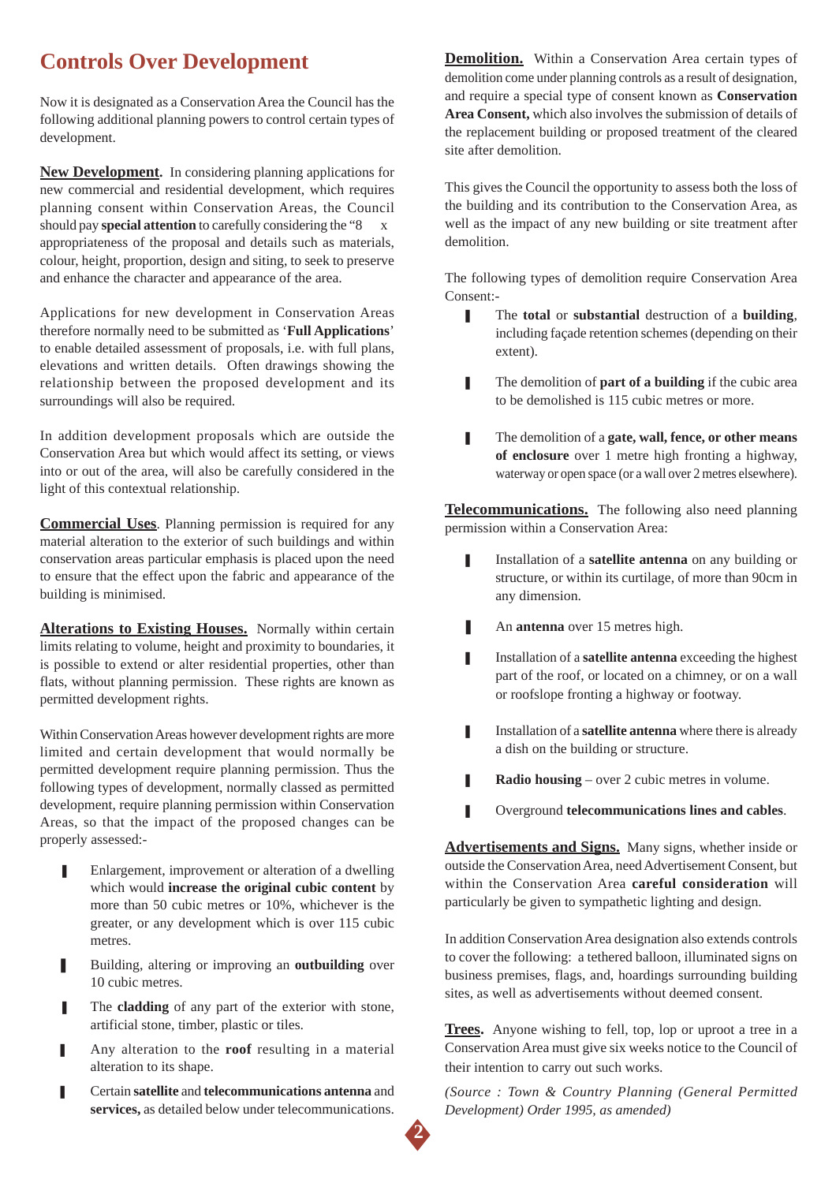# Controls Over Development

Now it is designated as a Conservation Area the Council has the following additional planning powers to control certain types of development.

**New Development.** In considering planning applications for new commercial and residential development, which requires planning consent within Conservation Areas, the Council should pay **special attention** to carefully considering the "8 x appropriateness of the proposal and details such as materials, colour, height, proportion, design and siting, to seek to preserve and enhance the character and appearance of the area.

Applications for new development in Conservation Areas therefore normally need to be submitted as '**Full Applications**' to enable detailed assessment of proposals, i.e. with full plans, elevations and written details. Often drawings showing the relationship between the proposed development and its surroundings will also be required.

In addition development proposals which are outside the Conservation Area but which would affect its setting, or views into or out of the area, will also be carefully considered in the light of this contextual relationship.

**Commercial Uses**. Planning permission is required for any material alteration to the exterior of such buildings and within conservation areas particular emphasis is placed upon the need to ensure that the effect upon the fabric and appearance of the building is minimised.

**Alterations to Existing Houses.** Normally within certain limits relating to volume, height and proximity to boundaries, it is possible to extend or alter residential properties, other than flats, without planning permission. These rights are known as permitted development rights.

Within Conservation Areas however development rights are more limited and certain development that would normally be permitted development require planning permission. Thus the following types of development, normally classed as permitted development, require planning permission within Conservation Areas, so that the impact of the proposed changes can be properly assessed:-

- Enlargement, improvement or alteration of a dwelling which would **increase the original cubic content** by more than 50 cubic metres or 10%, whichever is the greater, or any development which is over 115 cubic metres.
- Building, altering or improving an **outbuilding** over 10 cubic metres.
- The **cladding** of any part of the exterior with stone, artificial stone, timber, plastic or tiles.
- Any alteration to the **roof** resulting in a material alteration to its shape.
- Certain **satellite** and **telecommunications antenna** and **services,** as detailed below under telecommunications.

**Demolition.** Within a Conservation Area certain types of demolition come under planning controls as a result of designation, and require a special type of consent known as **Conservation Area Consent,** which also involves the submission of details of the replacement building or proposed treatment of the cleared site after demolition.

This gives the Council the opportunity to assess both the loss of the building and its contribution to the Conservation Area, as well as the impact of any new building or site treatment after demolition.

The following types of demolition require Conservation Area Consent:-

- The **total** or **substantial** destruction of a **building**, including façade retention schemes (depending on their extent).
- The demolition of **part of a building** if the cubic area to be demolished is 115 cubic metres or more.
- The demolition of a **gate, wall, fence, or other means of enclosure** over 1 metre high fronting a highway, waterway or open space (or a wall over 2 metres elsewhere).

**Telecommunications.** The following also need planning permission within a Conservation Area:

- Installation of a **satellite antenna** on any building or structure, or within its curtilage, of more than 90cm in any dimension.
- An **antenna** over 15 metres high.
- Installation of a **satellite antenna** exceeding the highest part of the roof, or located on a chimney, or on a wall or roofslope fronting a highway or footway.
- Installation of a **satellite antenna** where there is already a dish on the building or structure.
- **Radio housing** – over 2 cubic metres in volume.
- Overground **telecommunications lines and cables**.

**Advertisements and Signs.** Many signs, whether inside or outside the Conservation Area, need Advertisement Consent, but within the Conservation Area **careful consideration** will particularly be given to sympathetic lighting and design.

In addition Conservation Area designation also extends controls to cover the following: a tethered balloon, illuminated signs on business premises, flags, and, hoardings surrounding building sites, as well as advertisements without deemed consent.

**Trees.** Anyone wishing to fell, top, lop or uproot a tree in a Conservation Area must give six weeks notice to the Council of their intention to carry out such works.

*(Source : Town & Country Planning (General Permitted Development) Order 1995, as amended)*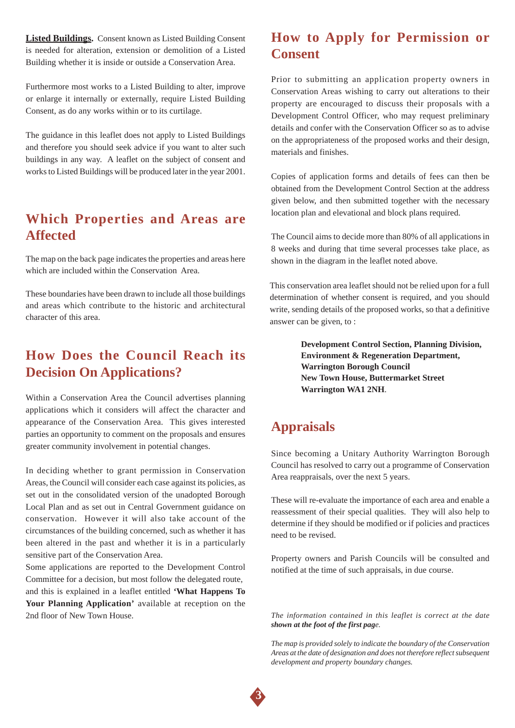**Listed Buildings.** Consent known as Listed Building Consent is needed for alteration, extension or demolition of a Listed Building whether it is inside or outside a Conservation Area.

Furthermore most works to a Listed Building to alter, improve or enlarge it internally or externally, require Listed Building Consent, as do any works within or to its curtilage.

The guidance in this leaflet does not apply to Listed Buildings and therefore you should seek advice if you want to alter such buildings in any way. A leaflet on the subject of consent and works to Listed Buildings will be produced later in the year 2001.

## Which Properties and Areas are Affected

The map on the back page indicates the properties and areas here which are included within the Conservation Area.

These boundaries have been drawn to include all those buildings and areas which contribute to the historic and architectural character of this area.

## How Does the Council Reach its Decision On Applications?

Within a Conservation Area the Council advertises planning applications which it considers will affect the character and appearance of the Conservation Area. This gives interested parties an opportunity to comment on the proposals and ensures greater community involvement in potential changes.

In deciding whether to grant permission in Conservation Areas, the Council will consider each case against its policies, as set out in the consolidated version of the unadopted Borough Local Plan and as set out in Central Government guidance on conservation. However it will also take account of the circumstances of the building concerned, such as whether it has been altered in the past and whether it is in a particularly sensitive part of the Conservation Area.

Some applications are reported to the Development Control Committee for a decision, but most follow the delegated route, and this is explained in a leaflet entitled **'What Happens To Your Planning Application'** available at reception on the 2nd floor of New Town House.

## How to Apply for Permission or Consent

Prior to submitting an application property owners in Conservation Areas wishing to carry out alterations to their property are encouraged to discuss their proposals with a Development Control Officer, who may request preliminary details and confer with the Conservation Officer so as to advise on the appropriateness of the proposed works and their design, materials and finishes.

Copies of application forms and details of fees can then be obtained from the Development Control Section at the address given below, and then submitted together with the necessary location plan and elevational and block plans required.

The Council aims to decide more than 80% of all applications in 8 weeks and during that time several processes take place, as shown in the diagram in the leaflet noted above.

This conservation area leaflet should not be relied upon for a full determination of whether consent is required, and you should write, sending details of the proposed works, so that a definitive answer can be given, to :

**Development Control Section, Planning Division,**
**Environment & Regeneration Department,**
**Warrington Borough Council**
**New Town House, Buttermarket Street**
**Warrington WA1 2NH**.

## Appraisals

Since becoming a Unitary Authority Warrington Borough Council has resolved to carry out a programme of Conservation Area reappraisals, over the next 5 years.

These will re-evaluate the importance of each area and enable a reassessment of their special qualities. They will also help to determine if they should be modified or if policies and practices need to be revised.

Property owners and Parish Councils will be consulted and notified at the time of such appraisals, in due course.

*The information contained in this leaflet is correct at the date* ***shown at the foot of the first page.***

*The map is provided solely to indicate the boundary of the Conservation Areas at the date of designation and does not therefore reflect subsequent development and property boundary changes.*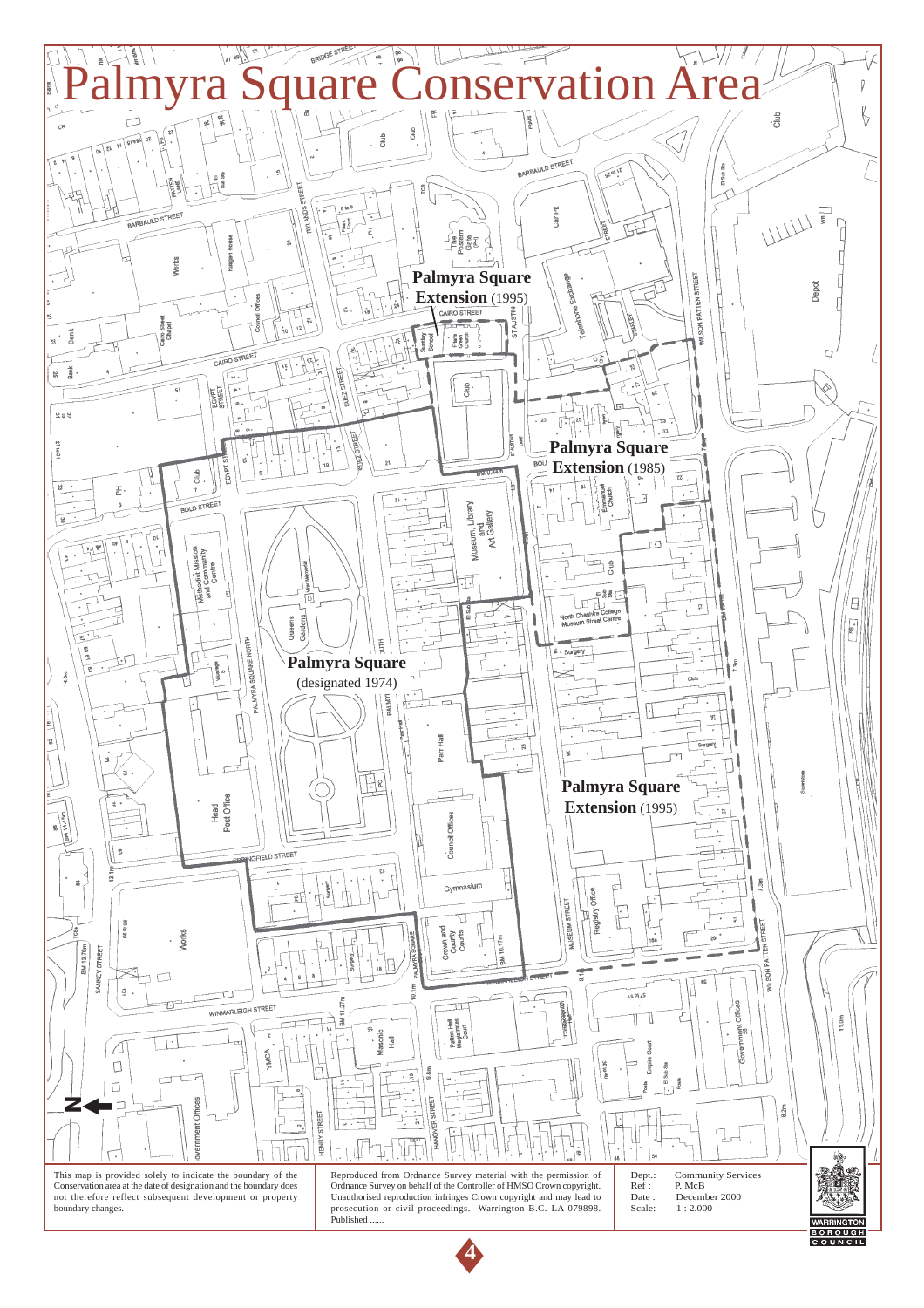# Palmyra Square Conservation Area

**Palmyra Square Extension** (1995)

**Palmyra Square Extension** (1985)

**Palmyra Square** (designated 1974)

**Palmyra Square Extension** (1995)

This map is provided solely to indicate the boundary of the Conservation area at the date of designation and the boundary does not therefore reflect subsequent development or property boundary changes.

Reproduced from Ordnance Survey material with the permission of Ordnance Survey on behalf of the Controller of HMSO Crown copyright. Unauthorised reproduction infringes Crown copyright and may lead to prosecution or civil proceedings. Warrington B.C. LA 079898. Published ......

Dept.: Community Services
Ref : P. McB
Date : December 2000
Scale: 1 : 2.000

WARRINGTON BOROUGH COUNCIL